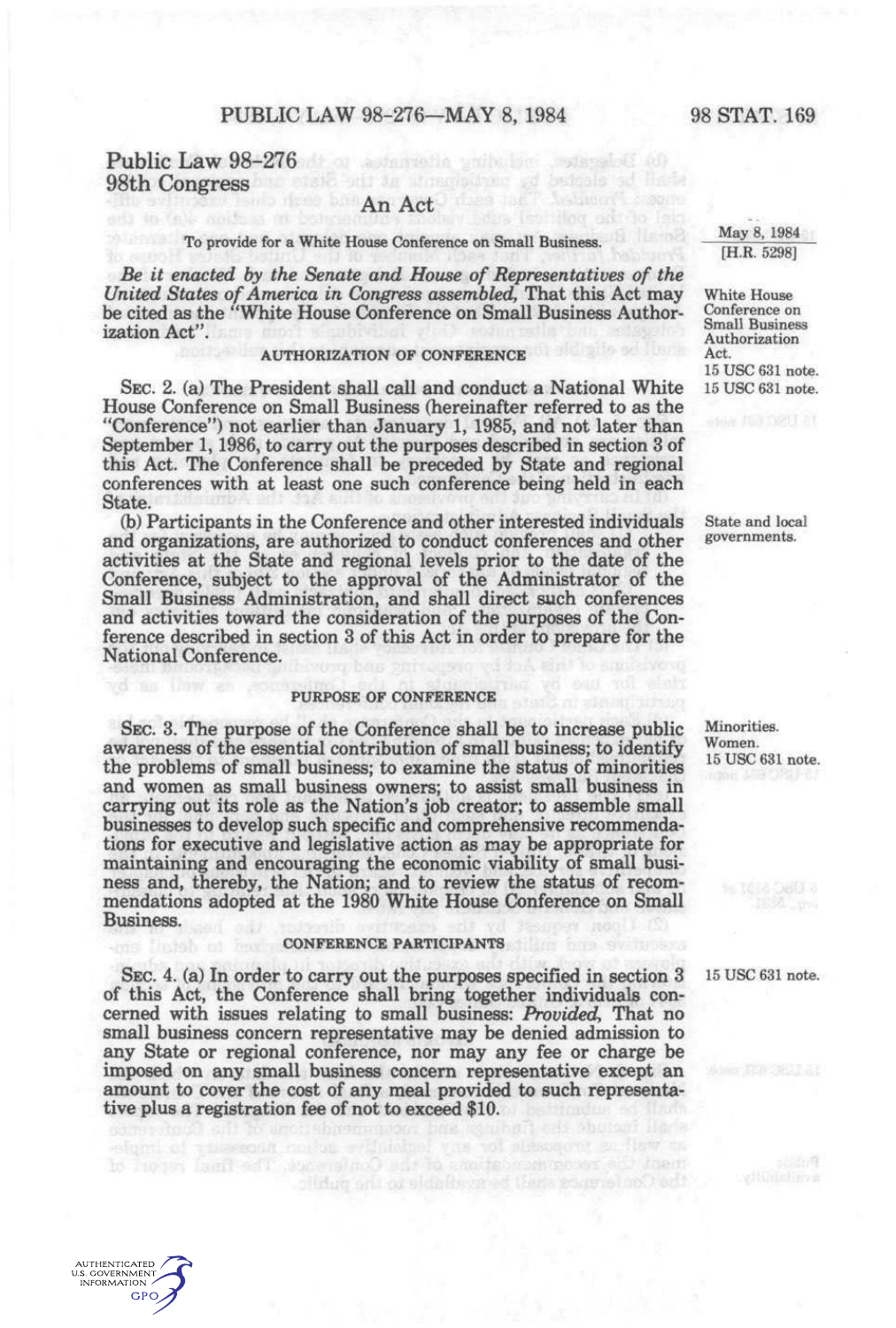# Public Law 98-276
## 98th Congress

### An Act

To provide for a White House Conference on Small Business.

May 8, 1984
[H.R. 5298]

*Be it enacted by the Senate and House of Representatives of the United States of America in Congress assembled,* That this Act may be cited as the "White House Conference on Small Business Authorization Act".

White House Conference on Small Business Authorization Act.
15 USC 631 note.

AUTHORIZATION OF CONFERENCE

15 USC 631 note.

SEC. 2. (a) The President shall call and conduct a National White House Conference on Small Business (hereinafter referred to as the "Conference") not earlier than January 1, 1985, and not later than September 1, 1986, to carry out the purposes described in section 3 of this Act. The Conference shall be preceded by State and regional conferences with at least one such conference being held in each State.

State and local governments.

(b) Participants in the Conference and other interested individuals and organizations, are authorized to conduct conferences and other activities at the State and regional levels prior to the date of the Conference, subject to the approval of the Administrator of the Small Business Administration, and shall direct such conferences and activities toward the consideration of the purposes of the Conference described in section 3 of this Act in order to prepare for the National Conference.

PURPOSE OF CONFERENCE

Minorities.
Women.
15 USC 631 note.

SEC. 3. The purpose of the Conference shall be to increase public awareness of the essential contribution of small business; to identify the problems of small business; to examine the status of minorities and women as small business owners; to assist small business in carrying out its role as the Nation's job creator; to assemble small businesses to develop such specific and comprehensive recommendations for executive and legislative action as may be appropriate for maintaining and encouraging the economic viability of small business and, thereby, the Nation; and to review the status of recommendations adopted at the 1980 White House Conference on Small Business.

CONFERENCE PARTICIPANTS

15 USC 631 note.

SEC. 4. (a) In order to carry out the purposes specified in section 3 of this Act, the Conference shall bring together individuals concerned with issues relating to small business: *Provided,* That no small business concern representative may be denied admission to any State or regional conference, nor may any fee or charge be imposed on any small business concern representative except an amount to cover the cost of any meal provided to such representative plus a registration fee of not to exceed $10.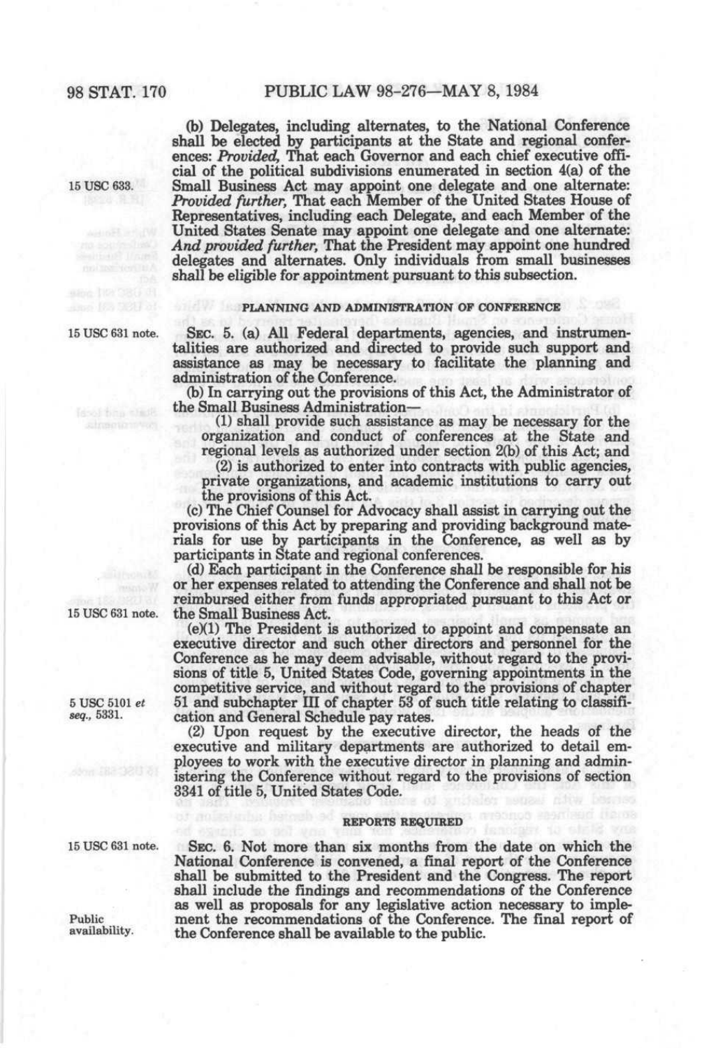(b) Delegates, including alternates, to the National Conference shall be elected by participants at the State and regional conferences: *Provided,* That each Governor and each chief executive official of the political subdivisions enumerated in section 4(a) of the Small Business Act may appoint one delegate and one alternate: *Provided further,* That each Member of the United States House of Representatives, including each Delegate, and each Member of the United States Senate may appoint one delegate and one alternate: *And provided further,* That the President may appoint one hundred delegates and alternates. Only individuals from small businesses shall be eligible for appointment pursuant to this subsection.

15 USC 633.

## PLANNING AND ADMINISTRATION OF CONFERENCE

15 USC 631 note.

SEC. 5. (a) All Federal departments, agencies, and instrumentalities are authorized and directed to provide such support and assistance as may be necessary to facilitate the planning and administration of the Conference.

(b) In carrying out the provisions of this Act, the Administrator of the Small Business Administration—

(1) shall provide such assistance as may be necessary for the organization and conduct of conferences at the State and regional levels as authorized under section 2(b) of this Act; and

(2) is authorized to enter into contracts with public agencies, private organizations, and academic institutions to carry out the provisions of this Act.

(c) The Chief Counsel for Advocacy shall assist in carrying out the provisions of this Act by preparing and providing background materials for use by participants in the Conference, as well as by participants in State and regional conferences.

(d) Each participant in the Conference shall be responsible for his or her expenses related to attending the Conference and shall not be reimbursed either from funds appropriated pursuant to this Act or the Small Business Act.

15 USC 631 note.

(e)(1) The President is authorized to appoint and compensate an executive director and such other directors and personnel for the Conference as he may deem advisable, without regard to the provisions of title 5, United States Code, governing appointments in the competitive service, and without regard to the provisions of chapter 51 and subchapter III of chapter 53 of such title relating to classification and General Schedule pay rates.

5 USC 5101 *et seq.,* 5331.

(2) Upon request by the executive director, the heads of the executive and military departments are authorized to detail employees to work with the executive director in planning and administering the Conference without regard to the provisions of section 3341 of title 5, United States Code.

## REPORTS REQUIRED

15 USC 631 note.

SEC. 6. Not more than six months from the date on which the National Conference is convened, a final report of the Conference shall be submitted to the President and the Congress. The report shall include the findings and recommendations of the Conference as well as proposals for any legislative action necessary to implement the recommendations of the Conference. The final report of the Conference shall be available to the public.

Public availability.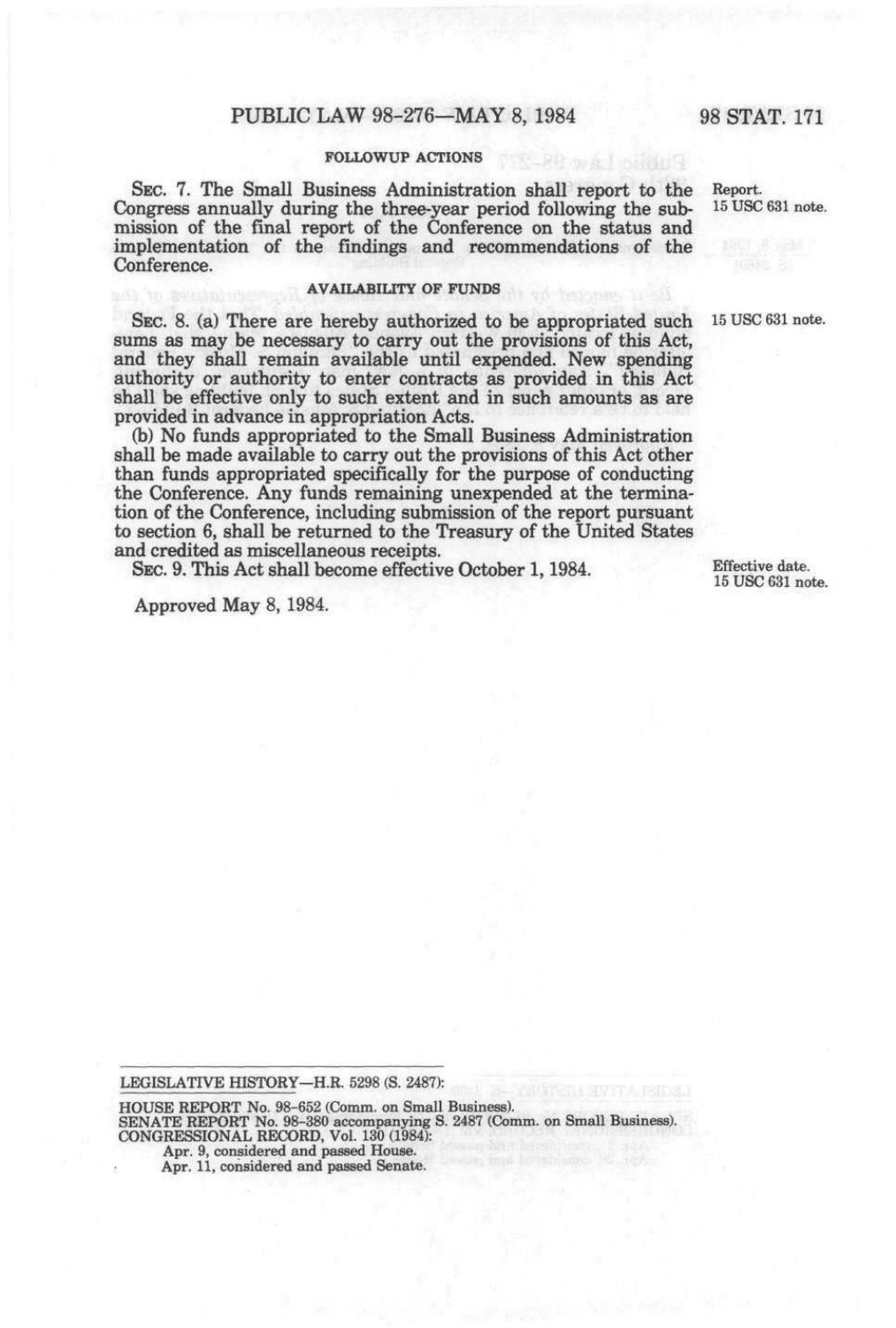FOLLOWUP ACTIONS

SEC. 7. The Small Business Administration shall report to the Congress annually during the three-year period following the submission of the final report of the Conference on the status and implementation of the findings and recommendations of the Conference.

Report.
15 USC 631 note.

AVAILABILITY OF FUNDS

SEC. 8. (a) There are hereby authorized to be appropriated such sums as may be necessary to carry out the provisions of this Act, and they shall remain available until expended. New spending authority or authority to enter contracts as provided in this Act shall be effective only to such extent and in such amounts as are provided in advance in appropriation Acts.

15 USC 631 note.

(b) No funds appropriated to the Small Business Administration shall be made available to carry out the provisions of this Act other than funds appropriated specifically for the purpose of conducting the Conference. Any funds remaining unexpended at the termination of the Conference, including submission of the report pursuant to section 6, shall be returned to the Treasury of the United States and credited as miscellaneous receipts.

SEC. 9. This Act shall become effective October 1, 1984.

Effective date.
15 USC 631 note.

Approved May 8, 1984.

---

LEGISLATIVE HISTORY—H.R. 5298 (S. 2487):

HOUSE REPORT No. 98-652 (Comm. on Small Business).
SENATE REPORT No. 98-380 accompanying S. 2487 (Comm. on Small Business).
CONGRESSIONAL RECORD, Vol. 130 (1984):
Apr. 9, considered and passed House.
Apr. 11, considered and passed Senate.